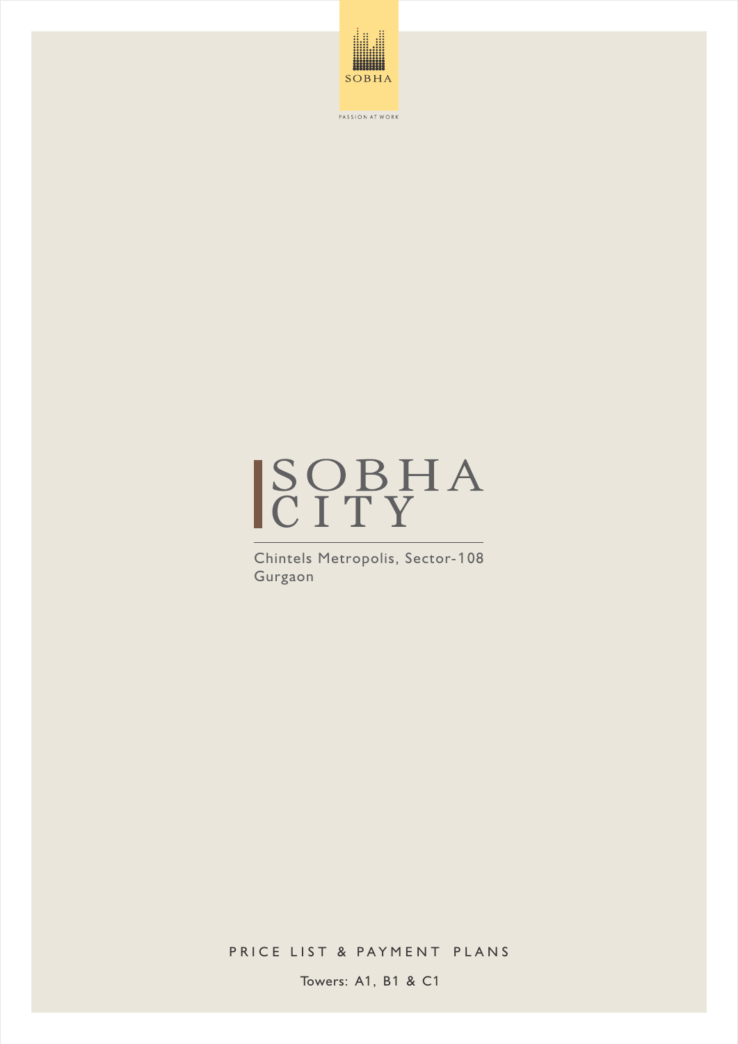SOBHA

PASSION AT WORK

# SOBHA CITY

Chintels Metropolis, Sector-108
Gurgaon

PRICE LIST & PAYMENT PLANS

Towers: A1, B1 & C1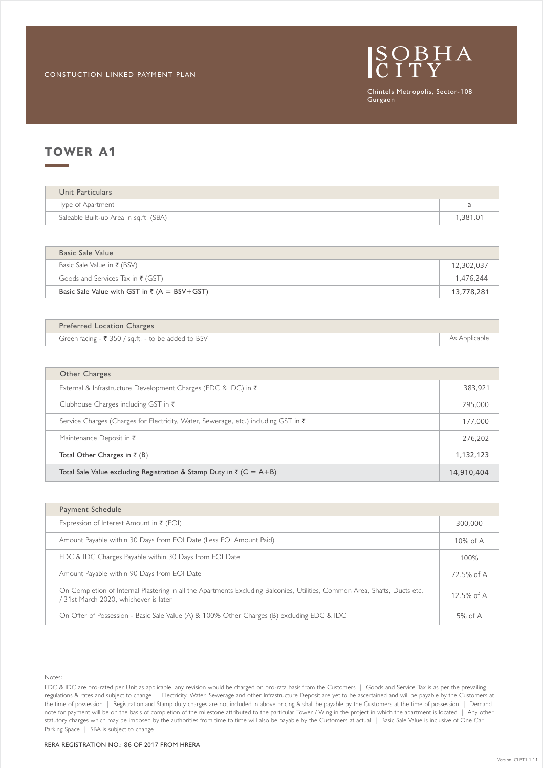CONSTUCTION LINKED PAYMENT PLAN

SOBHA CITY

Chintels Metropolis, Sector-108 Gurgaon

## TOWER A1

| Unit Particulars | |
|---|---|
| Type of Apartment | a |
| Saleable Built-up Area in sq.ft. (SBA) | 1,381.01 |

| Basic Sale Value | |
|---|---|
| Basic Sale Value in ₹ (BSV) | 12,302,037 |
| Goods and Services Tax in ₹ (GST) | 1,476,244 |
| Basic Sale Value with GST in ₹ (A = BSV+GST) | 13,778,281 |

| Preferred Location Charges | |
|---|---|
| Green facing - ₹ 350 / sq.ft. - to be added to BSV | As Applicable |

| Other Charges | |
|---|---|
| External & Infrastructure Development Charges (EDC & IDC) in ₹ | 383,921 |
| Clubhouse Charges including GST in ₹ | 295,000 |
| Service Charges (Charges for Electricity, Water, Sewerage, etc.) including GST in ₹ | 177,000 |
| Maintenance Deposit in ₹ | 276,202 |
| Total Other Charges in ₹ (B) | 1,132,123 |
| Total Sale Value excluding Registration & Stamp Duty in ₹ (C = A+B) | 14,910,404 |

| Payment Schedule | |
|---|---|
| Expression of Interest Amount in ₹ (EOI) | 300,000 |
| Amount Payable within 30 Days from EOI Date (Less EOI Amount Paid) | 10% of A |
| EDC & IDC Charges Payable within 30 Days from EOI Date | 100% |
| Amount Payable within 90 Days from EOI Date | 72.5% of A |
| On Completion of Internal Plastering in all the Apartments Excluding Balconies, Utilities, Common Area, Shafts, Ducts etc. / 31st March 2020, whichever is later | 12.5% of A |
| On Offer of Possession - Basic Sale Value (A) & 100% Other Charges (B) excluding EDC & IDC | 5% of A |

Notes:

EDC & IDC are pro-rated per Unit as applicable, any revision would be charged on pro-rata basis from the Customers | Goods and Service Tax is as per the prevailing regulations & rates and subject to change | Electricity, Water, Sewerage and other Infrastructure Deposit are yet to be ascertained and will be payable by the Customers at the time of possession | Registration and Stamp duty charges are not included in above pricing & shall be payable by the Customers at the time of possession | Demand note for payment will be on the basis of completion of the milestone attributed to the particular Tower / Wing in the project in which the apartment is located | Any other statutory charges which may be imposed by the authorities from time to time will also be payable by the Customers at actual | Basic Sale Value is inclusive of One Car Parking Space | SBA is subject to change

RERA REGISTRATION NO.: 86 OF 2017 FROM HRERA

Version: CLP.T1.1.11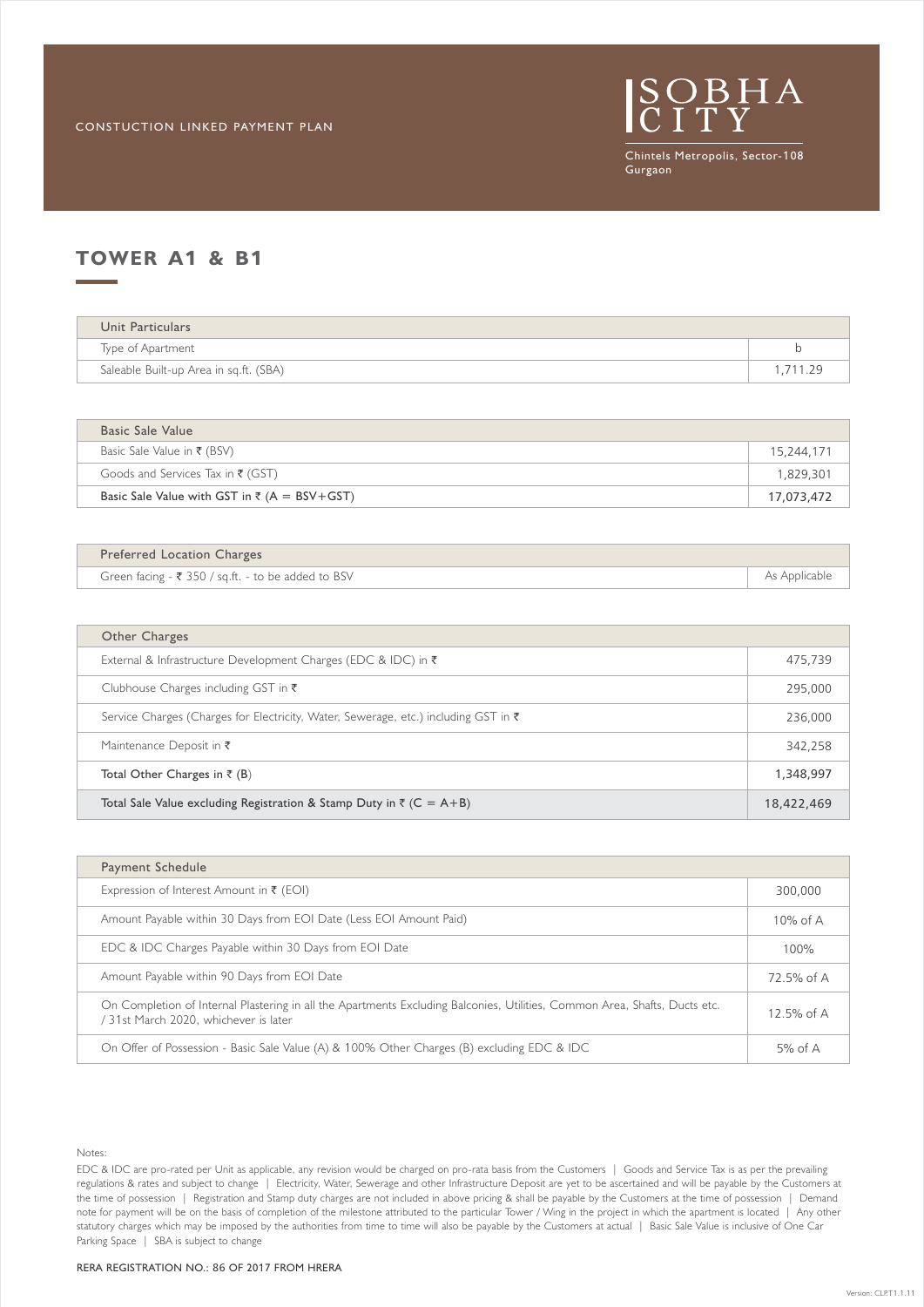CONSTUCTION LINKED PAYMENT PLAN

SOBHA CITY

Chintels Metropolis, Sector-108 Gurgaon

## TOWER A1 & B1

| Unit Particulars | |
|---|---|
| Type of Apartment | b |
| Saleable Built-up Area in sq.ft. (SBA) | 1,711.29 |

| Basic Sale Value | |
|---|---|
| Basic Sale Value in ₹ (BSV) | 15,244,171 |
| Goods and Services Tax in ₹ (GST) | 1,829,301 |
| Basic Sale Value with GST in ₹ (A = BSV+GST) | 17,073,472 |

| Preferred Location Charges | |
|---|---|
| Green facing - ₹ 350 / sq.ft. - to be added to BSV | As Applicable |

| Other Charges | |
|---|---|
| External & Infrastructure Development Charges (EDC & IDC) in ₹ | 475,739 |
| Clubhouse Charges including GST in ₹ | 295,000 |
| Service Charges (Charges for Electricity, Water, Sewerage, etc.) including GST in ₹ | 236,000 |
| Maintenance Deposit in ₹ | 342,258 |
| Total Other Charges in ₹ (B) | 1,348,997 |
| Total Sale Value excluding Registration & Stamp Duty in ₹ (C = A+B) | 18,422,469 |

| Payment Schedule | |
|---|---|
| Expression of Interest Amount in ₹ (EOI) | 300,000 |
| Amount Payable within 30 Days from EOI Date (Less EOI Amount Paid) | 10% of A |
| EDC & IDC Charges Payable within 30 Days from EOI Date | 100% |
| Amount Payable within 90 Days from EOI Date | 72.5% of A |
| On Completion of Internal Plastering in all the Apartments Excluding Balconies, Utilities, Common Area, Shafts, Ducts etc. / 31st March 2020, whichever is later | 12.5% of A |
| On Offer of Possession - Basic Sale Value (A) & 100% Other Charges (B) excluding EDC & IDC | 5% of A |

Notes:

EDC & IDC are pro-rated per Unit as applicable, any revision would be charged on pro-rata basis from the Customers | Goods and Service Tax is as per the prevailing regulations & rates and subject to change | Electricity, Water, Sewerage and other Infrastructure Deposit are yet to be ascertained and will be payable by the Customers at the time of possession | Registration and Stamp duty charges are not included in above pricing & shall be payable by the Customers at the time of possession | Demand note for payment will be on the basis of completion of the milestone attributed to the particular Tower / Wing in the project in which the apartment is located | Any other statutory charges which may be imposed by the authorities from time to time will also be payable by the Customers at actual | Basic Sale Value is inclusive of One Car Parking Space | SBA is subject to change

RERA REGISTRATION NO.: 86 OF 2017 FROM HRERA

Version: CLPT1.1.11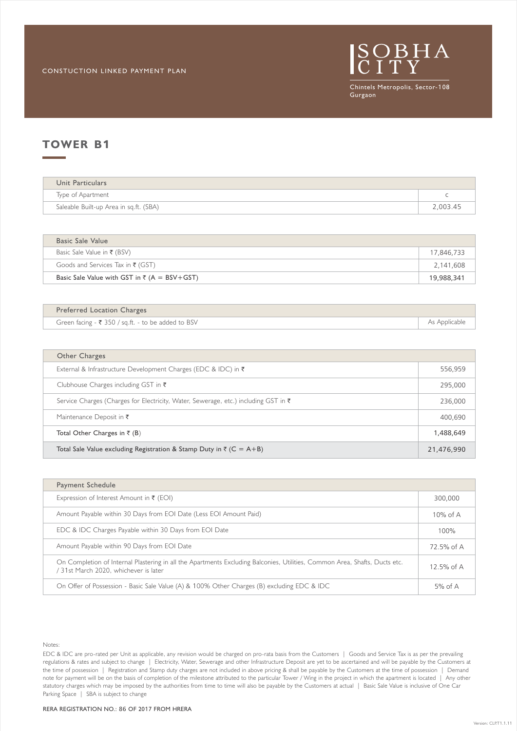CONSTUCTION LINKED PAYMENT PLAN

SOBHA CITY

Chintels Metropolis, Sector-108 Gurgaon

# TOWER B1

| Unit Particulars | |
|---|---|
| Type of Apartment | C |
| Saleable Built-up Area in sq.ft. (SBA) | 2,003.45 |

| Basic Sale Value | |
|---|---|
| Basic Sale Value in ₹ (BSV) | 17,846,733 |
| Goods and Services Tax in ₹ (GST) | 2,141,608 |
| Basic Sale Value with GST in ₹ (A = BSV+GST) | 19,988,341 |

| Preferred Location Charges | |
|---|---|
| Green facing - ₹ 350 / sq.ft. - to be added to BSV | As Applicable |

| Other Charges | |
|---|---|
| External & Infrastructure Development Charges (EDC & IDC) in ₹ | 556,959 |
| Clubhouse Charges including GST in ₹ | 295,000 |
| Service Charges (Charges for Electricity, Water, Sewerage, etc.) including GST in ₹ | 236,000 |
| Maintenance Deposit in ₹ | 400,690 |
| Total Other Charges in ₹ (B) | 1,488,649 |
| Total Sale Value excluding Registration & Stamp Duty in ₹ (C = A+B) | 21,476,990 |

| Payment Schedule | |
|---|---|
| Expression of Interest Amount in ₹ (EOI) | 300,000 |
| Amount Payable within 30 Days from EOI Date (Less EOI Amount Paid) | 10% of A |
| EDC & IDC Charges Payable within 30 Days from EOI Date | 100% |
| Amount Payable within 90 Days from EOI Date | 72.5% of A |
| On Completion of Internal Plastering in all the Apartments Excluding Balconies, Utilities, Common Area, Shafts, Ducts etc. / 31st March 2020, whichever is later | 12.5% of A |
| On Offer of Possession - Basic Sale Value (A) & 100% Other Charges (B) excluding EDC & IDC | 5% of A |

Notes:

EDC & IDC are pro-rated per Unit as applicable, any revision would be charged on pro-rata basis from the Customers | Goods and Service Tax is as per the prevailing regulations & rates and subject to change | Electricity, Water, Sewerage and other Infrastructure Deposit are yet to be ascertained and will be payable by the Customers at the time of possession | Registration and Stamp duty charges are not included in above pricing & shall be payable by the Customers at the time of possession | Demand note for payment will be on the basis of completion of the milestone attributed to the particular Tower / Wing in the project in which the apartment is located | Any other statutory charges which may be imposed by the authorities from time to time will also be payable by the Customers at actual | Basic Sale Value is inclusive of One Car Parking Space | SBA is subject to change

RERA REGISTRATION NO.: 86 OF 2017 FROM HRERA

Version: CLP.T1.1.11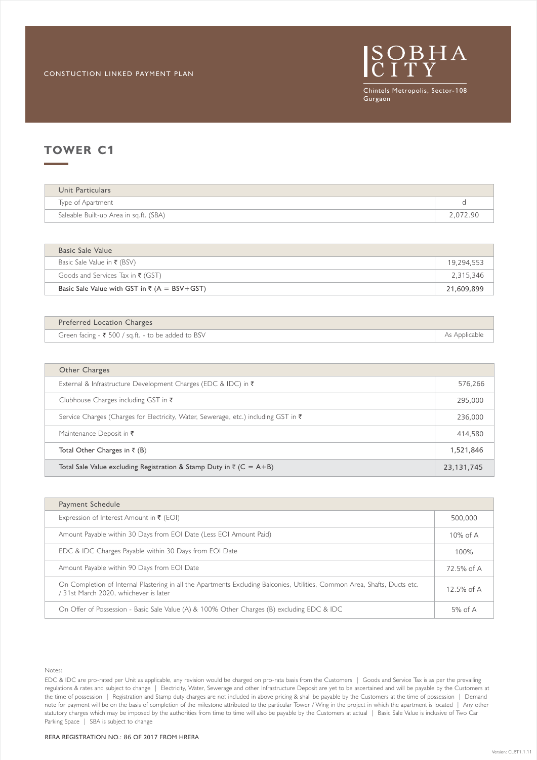CONSTUCTION LINKED PAYMENT PLAN

SOBHA CITY

Chintels Metropolis, Sector-108 Gurgaon

# TOWER C1

| Unit Particulars | |
|---|---|
| Type of Apartment | d |
| Saleable Built-up Area in sq.ft. (SBA) | 2,072.90 |

| Basic Sale Value | |
|---|---|
| Basic Sale Value in ₹ (BSV) | 19,294,553 |
| Goods and Services Tax in ₹ (GST) | 2,315,346 |
| Basic Sale Value with GST in ₹ (A = BSV+GST) | 21,609,899 |

| Preferred Location Charges | |
|---|---|
| Green facing - ₹ 500 / sq.ft. - to be added to BSV | As Applicable |

| Other Charges | |
|---|---|
| External & Infrastructure Development Charges (EDC & IDC) in ₹ | 576,266 |
| Clubhouse Charges including GST in ₹ | 295,000 |
| Service Charges (Charges for Electricity, Water, Sewerage, etc.) including GST in ₹ | 236,000 |
| Maintenance Deposit in ₹ | 414,580 |
| Total Other Charges in ₹ (B) | 1,521,846 |
| Total Sale Value excluding Registration & Stamp Duty in ₹ (C = A+B) | 23,131,745 |

| Payment Schedule | |
|---|---|
| Expression of Interest Amount in ₹ (EOI) | 500,000 |
| Amount Payable within 30 Days from EOI Date (Less EOI Amount Paid) | 10% of A |
| EDC & IDC Charges Payable within 30 Days from EOI Date | 100% |
| Amount Payable within 90 Days from EOI Date | 72.5% of A |
| On Completion of Internal Plastering in all the Apartments Excluding Balconies, Utilities, Common Area, Shafts, Ducts etc. / 31st March 2020, whichever is later | 12.5% of A |
| On Offer of Possession - Basic Sale Value (A) & 100% Other Charges (B) excluding EDC & IDC | 5% of A |

Notes:

EDC & IDC are pro-rated per Unit as applicable, any revision would be charged on pro-rata basis from the Customers | Goods and Service Tax is as per the prevailing regulations & rates and subject to change | Electricity, Water, Sewerage and other Infrastructure Deposit are yet to be ascertained and will be payable by the Customers at the time of possession | Registration and Stamp duty charges are not included in above pricing & shall be payable by the Customers at the time of possession | Demand note for payment will be on the basis of completion of the milestone attributed to the particular Tower / Wing in the project in which the apartment is located | Any other statutory charges which may be imposed by the authorities from time to time will also be payable by the Customers at actual | Basic Sale Value is inclusive of Two Car Parking Space | SBA is subject to change

RERA REGISTRATION NO.: 86 OF 2017 FROM HRERA

Version: CLP.T1.1.11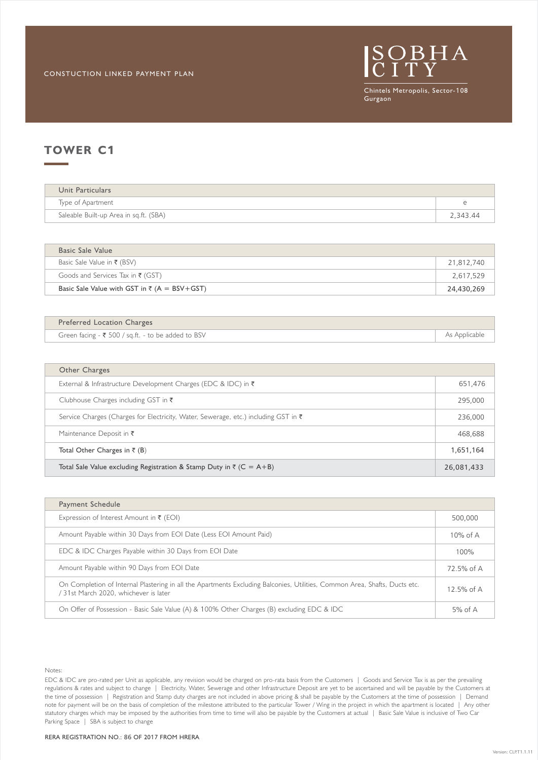CONSTUCTION LINKED PAYMENT PLAN

SOBHA CITY

Chintels Metropolis, Sector-108 Gurgaon

## TOWER C1

| Unit Particulars | |
|---|---|
| Type of Apartment | e |
| Saleable Built-up Area in sq.ft. (SBA) | 2,343.44 |

| Basic Sale Value | |
|---|---|
| Basic Sale Value in ₹ (BSV) | 21,812,740 |
| Goods and Services Tax in ₹ (GST) | 2,617,529 |
| Basic Sale Value with GST in ₹ (A = BSV+GST) | 24,430,269 |

| Preferred Location Charges | |
|---|---|
| Green facing - ₹ 500 / sq.ft. - to be added to BSV | As Applicable |

| Other Charges | |
|---|---|
| External & Infrastructure Development Charges (EDC & IDC) in ₹ | 651,476 |
| Clubhouse Charges including GST in ₹ | 295,000 |
| Service Charges (Charges for Electricity, Water, Sewerage, etc.) including GST in ₹ | 236,000 |
| Maintenance Deposit in ₹ | 468,688 |
| Total Other Charges in ₹ (B) | 1,651,164 |
| Total Sale Value excluding Registration & Stamp Duty in ₹ (C = A+B) | 26,081,433 |

| Payment Schedule | |
|---|---|
| Expression of Interest Amount in ₹ (EOI) | 500,000 |
| Amount Payable within 30 Days from EOI Date (Less EOI Amount Paid) | 10% of A |
| EDC & IDC Charges Payable within 30 Days from EOI Date | 100% |
| Amount Payable within 90 Days from EOI Date | 72.5% of A |
| On Completion of Internal Plastering in all the Apartments Excluding Balconies, Utilities, Common Area, Shafts, Ducts etc. / 31st March 2020, whichever is later | 12.5% of A |
| On Offer of Possession - Basic Sale Value (A) & 100% Other Charges (B) excluding EDC & IDC | 5% of A |

Notes:

EDC & IDC are pro-rated per Unit as applicable, any revision would be charged on pro-rata basis from the Customers | Goods and Service Tax is as per the prevailing regulations & rates and subject to change | Electricity, Water, Sewerage and other Infrastructure Deposit are yet to be ascertained and will be payable by the Customers at the time of possession | Registration and Stamp duty charges are not included in above pricing & shall be payable by the Customers at the time of possession | Demand note for payment will be on the basis of completion of the milestone attributed to the particular Tower / Wing in the project in which the apartment is located | Any other statutory charges which may be imposed by the authorities from time to time will also be payable by the Customers at actual | Basic Sale Value is inclusive of Two Car Parking Space | SBA is subject to change

RERA REGISTRATION NO.: 86 OF 2017 FROM HRERA

Version: CLP.T1.1.11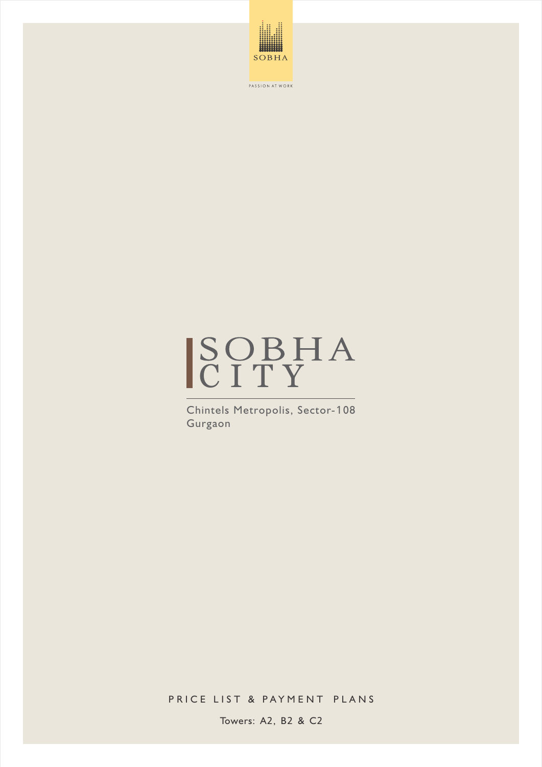SOBHA

PASSION AT WORK

# SOBHA CITY

Chintels Metropolis, Sector-108
Gurgaon

## PRICE LIST & PAYMENT PLANS

Towers: A2, B2 & C2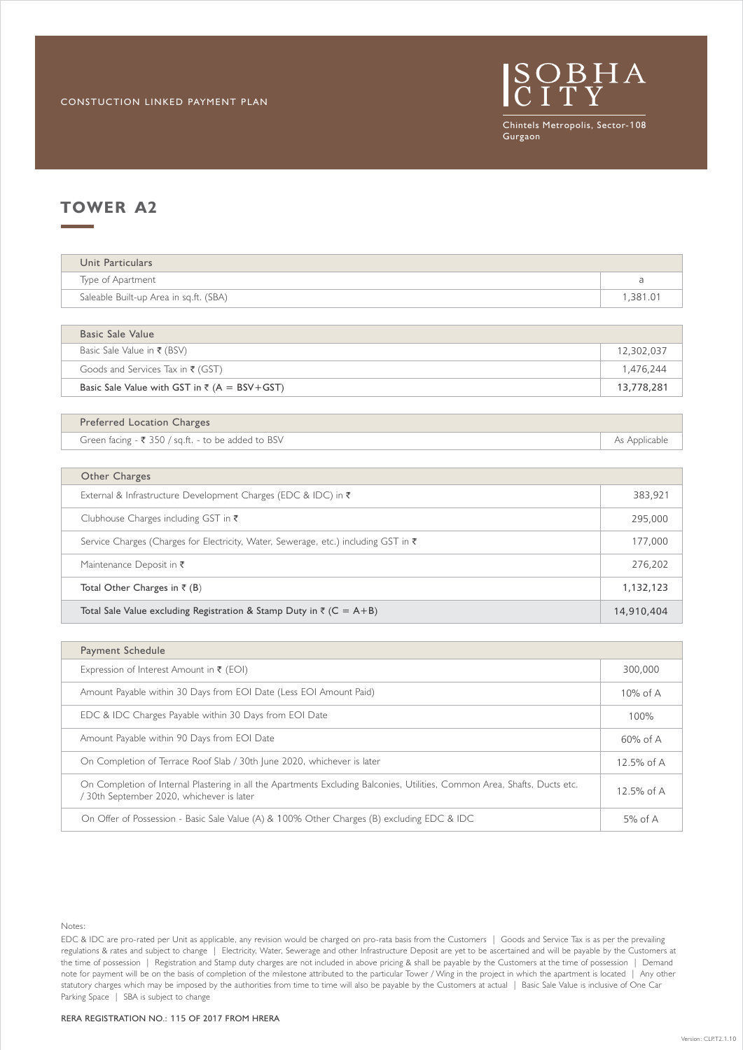CONSTUCTION LINKED PAYMENT PLAN

SOBHA CITY

Chintels Metropolis, Sector-108 Gurgaon

## TOWER A2

| Unit Particulars | |
|---|---|
| Type of Apartment | a |
| Saleable Built-up Area in sq.ft. (SBA) | 1,381.01 |

| Basic Sale Value | |
|---|---|
| Basic Sale Value in ₹ (BSV) | 12,302,037 |
| Goods and Services Tax in ₹ (GST) | 1,476,244 |
| Basic Sale Value with GST in ₹ (A = BSV+GST) | 13,778,281 |

| Preferred Location Charges | |
|---|---|
| Green facing - ₹ 350 / sq.ft. - to be added to BSV | As Applicable |

| Other Charges | |
|---|---|
| External & Infrastructure Development Charges (EDC & IDC) in ₹ | 383,921 |
| Clubhouse Charges including GST in ₹ | 295,000 |
| Service Charges (Charges for Electricity, Water, Sewerage, etc.) including GST in ₹ | 177,000 |
| Maintenance Deposit in ₹ | 276,202 |
| Total Other Charges in ₹ (B) | 1,132,123 |
| Total Sale Value excluding Registration & Stamp Duty in ₹ (C = A+B) | 14,910,404 |

| Payment Schedule | |
|---|---|
| Expression of Interest Amount in ₹ (EOI) | 300,000 |
| Amount Payable within 30 Days from EOI Date (Less EOI Amount Paid) | 10% of A |
| EDC & IDC Charges Payable within 30 Days from EOI Date | 100% |
| Amount Payable within 90 Days from EOI Date | 60% of A |
| On Completion of Terrace Roof Slab / 30th June 2020, whichever is later | 12.5% of A |
| On Completion of Internal Plastering in all the Apartments Excluding Balconies, Utilities, Common Area, Shafts, Ducts etc. / 30th September 2020, whichever is later | 12.5% of A |
| On Offer of Possession - Basic Sale Value (A) & 100% Other Charges (B) excluding EDC & IDC | 5% of A |

Notes:

EDC & IDC are pro-rated per Unit as applicable, any revision would be charged on pro-rata basis from the Customers | Goods and Service Tax is as per the prevailing regulations & rates and subject to change | Electricity, Water, Sewerage and other Infrastructure Deposit are yet to be ascertained and will be payable by the Customers at the time of possession | Registration and Stamp duty charges are not included in above pricing & shall be payable by the Customers at the time of possession | Demand note for payment will be on the basis of completion of the milestone attributed to the particular Tower / Wing in the project in which the apartment is located | Any other statutory charges which may be imposed by the authorities from time to time will also be payable by the Customers at actual | Basic Sale Value is inclusive of One Car Parking Space | SBA is subject to change

RERA REGISTRATION NO.: 115 OF 2017 FROM HRERA

Version: CLP.T2.1.10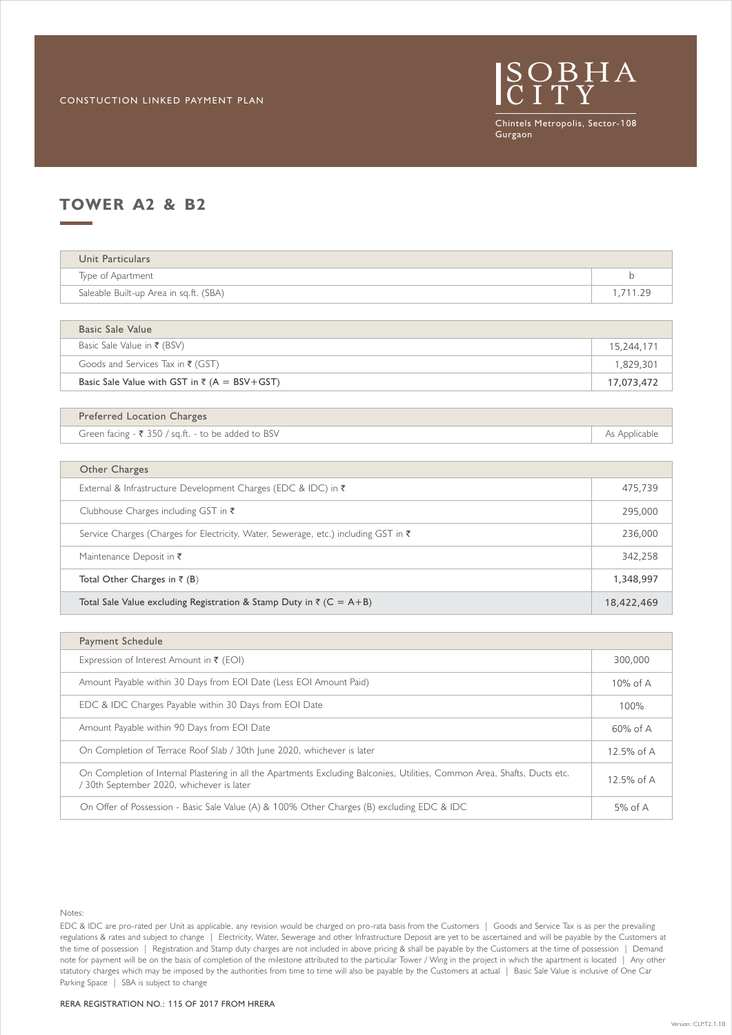CONSTUCTION LINKED PAYMENT PLAN

SOBHA CITY

Chintels Metropolis, Sector-108 Gurgaon

## TOWER A2 & B2

| Unit Particulars | |
|---|---|
| Type of Apartment | b |
| Saleable Built-up Area in sq.ft. (SBA) | 1,711.29 |

| Basic Sale Value | |
|---|---|
| Basic Sale Value in ₹ (BSV) | 15,244,171 |
| Goods and Services Tax in ₹ (GST) | 1,829,301 |
| Basic Sale Value with GST in ₹ (A = BSV+GST) | 17,073,472 |

| Preferred Location Charges | |
|---|---|
| Green facing - ₹ 350 / sq.ft. - to be added to BSV | As Applicable |

| Other Charges | |
|---|---|
| External & Infrastructure Development Charges (EDC & IDC) in ₹ | 475,739 |
| Clubhouse Charges including GST in ₹ | 295,000 |
| Service Charges (Charges for Electricity, Water, Sewerage, etc.) including GST in ₹ | 236,000 |
| Maintenance Deposit in ₹ | 342,258 |
| Total Other Charges in ₹ (B) | 1,348,997 |
| Total Sale Value excluding Registration & Stamp Duty in ₹ (C = A+B) | 18,422,469 |

| Payment Schedule | |
|---|---|
| Expression of Interest Amount in ₹ (EOI) | 300,000 |
| Amount Payable within 30 Days from EOI Date (Less EOI Amount Paid) | 10% of A |
| EDC & IDC Charges Payable within 30 Days from EOI Date | 100% |
| Amount Payable within 90 Days from EOI Date | 60% of A |
| On Completion of Terrace Roof Slab / 30th June 2020, whichever is later | 12.5% of A |
| On Completion of Internal Plastering in all the Apartments Excluding Balconies, Utilities, Common Area, Shafts, Ducts etc. / 30th September 2020, whichever is later | 12.5% of A |
| On Offer of Possession - Basic Sale Value (A) & 100% Other Charges (B) excluding EDC & IDC | 5% of A |

Notes:

EDC & IDC are pro-rated per Unit as applicable, any revision would be charged on pro-rata basis from the Customers | Goods and Service Tax is as per the prevailing regulations & rates and subject to change | Electricity, Water, Sewerage and other Infrastructure Deposit are yet to be ascertained and will be payable by the Customers at the time of possession | Registration and Stamp duty charges are not included in above pricing & shall be payable by the Customers at the time of possession | Demand note for payment will be on the basis of completion of the milestone attributed to the particular Tower / Wing in the project in which the apartment is located | Any other statutory charges which may be imposed by the authorities from time to time will also be payable by the Customers at actual | Basic Sale Value is inclusive of One Car Parking Space | SBA is subject to change

RERA REGISTRATION NO.: 115 OF 2017 FROM HRERA

Version: CLP.T2.1.10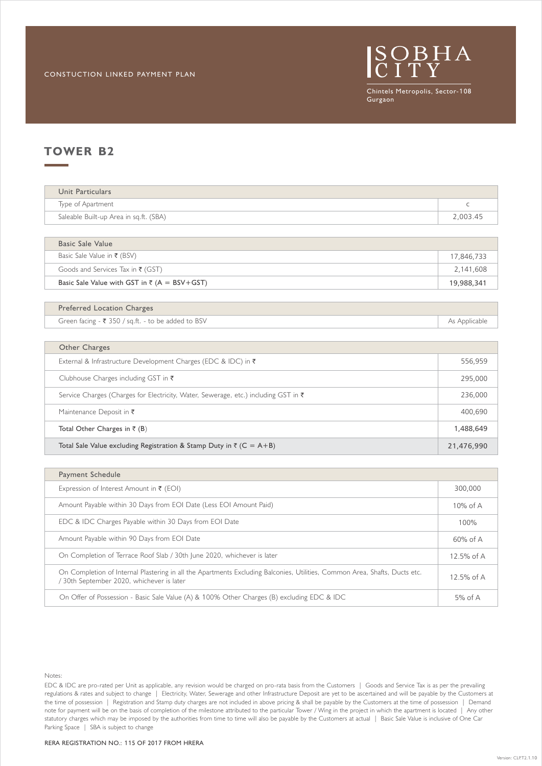CONSTUCTION LINKED PAYMENT PLAN

SOBHA CITY

Chintels Metropolis, Sector-108 Gurgaon

## TOWER B2

| Unit Particulars | |
|---|---|
| Type of Apartment | C |
| Saleable Built-up Area in sq.ft. (SBA) | 2,003.45 |

| Basic Sale Value | |
|---|---|
| Basic Sale Value in ₹ (BSV) | 17,846,733 |
| Goods and Services Tax in ₹ (GST) | 2,141,608 |
| Basic Sale Value with GST in ₹ (A = BSV+GST) | 19,988,341 |

| Preferred Location Charges | |
|---|---|
| Green facing - ₹ 350 / sq.ft. - to be added to BSV | As Applicable |

| Other Charges | |
|---|---|
| External & Infrastructure Development Charges (EDC & IDC) in ₹ | 556,959 |
| Clubhouse Charges including GST in ₹ | 295,000 |
| Service Charges (Charges for Electricity, Water, Sewerage, etc.) including GST in ₹ | 236,000 |
| Maintenance Deposit in ₹ | 400,690 |
| Total Other Charges in ₹ (B) | 1,488,649 |
| Total Sale Value excluding Registration & Stamp Duty in ₹ (C = A+B) | 21,476,990 |

| Payment Schedule | |
|---|---|
| Expression of Interest Amount in ₹ (EOI) | 300,000 |
| Amount Payable within 30 Days from EOI Date (Less EOI Amount Paid) | 10% of A |
| EDC & IDC Charges Payable within 30 Days from EOI Date | 100% |
| Amount Payable within 90 Days from EOI Date | 60% of A |
| On Completion of Terrace Roof Slab / 30th June 2020, whichever is later | 12.5% of A |
| On Completion of Internal Plastering in all the Apartments Excluding Balconies, Utilities, Common Area, Shafts, Ducts etc. / 30th September 2020, whichever is later | 12.5% of A |
| On Offer of Possession - Basic Sale Value (A) & 100% Other Charges (B) excluding EDC & IDC | 5% of A |

Notes:

EDC & IDC are pro-rated per Unit as applicable, any revision would be charged on pro-rata basis from the Customers | Goods and Service Tax is as per the prevailing regulations & rates and subject to change | Electricity, Water, Sewerage and other Infrastructure Deposit are yet to be ascertained and will be payable by the Customers at the time of possession | Registration and Stamp duty charges are not included in above pricing & shall be payable by the Customers at the time of possession | Demand note for payment will be on the basis of completion of the milestone attributed to the particular Tower / Wing in the project in which the apartment is located | Any other statutory charges which may be imposed by the authorities from time to time will also be payable by the Customers at actual | Basic Sale Value is inclusive of One Car Parking Space | SBA is subject to change

RERA REGISTRATION NO.: 115 OF 2017 FROM HRERA

Version: CLP.T2.1.10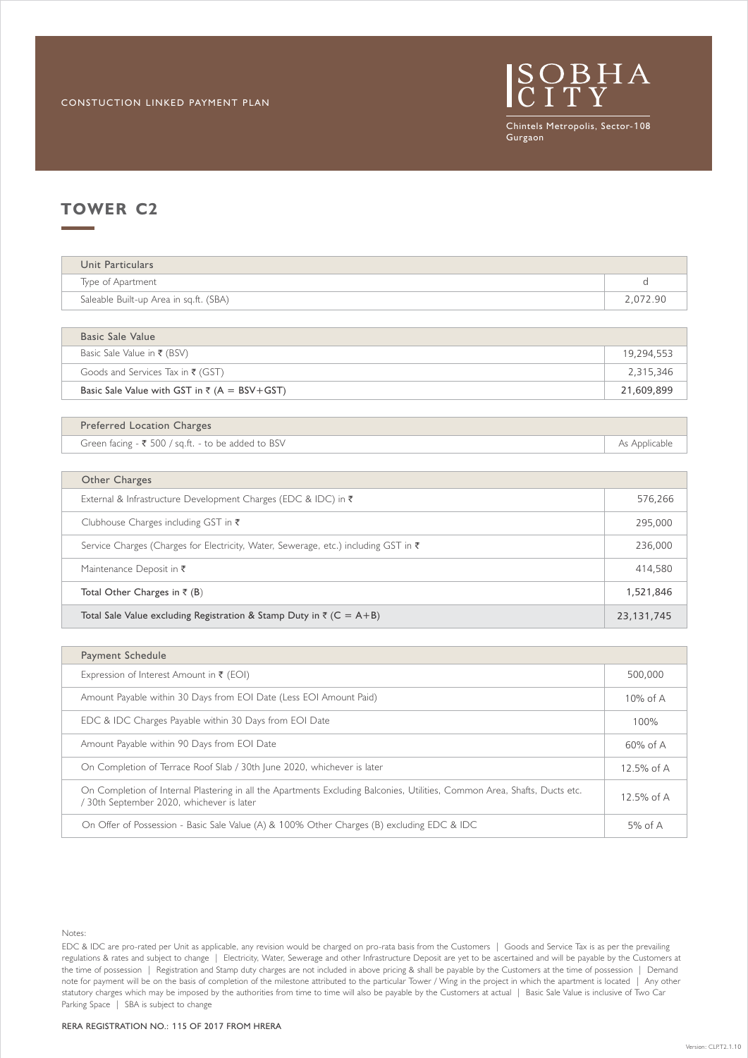CONSTUCTION LINKED PAYMENT PLAN

SOBHA CITY

Chintels Metropolis, Sector-108 Gurgaon

## TOWER C2

| Unit Particulars | |
|---|---|
| Type of Apartment | d |
| Saleable Built-up Area in sq.ft. (SBA) | 2,072.90 |

| Basic Sale Value | |
|---|---|
| Basic Sale Value in ₹ (BSV) | 19,294,553 |
| Goods and Services Tax in ₹ (GST) | 2,315,346 |
| Basic Sale Value with GST in ₹ (A = BSV+GST) | 21,609,899 |

| Preferred Location Charges | |
|---|---|
| Green facing - ₹ 500 / sq.ft. - to be added to BSV | As Applicable |

| Other Charges | |
|---|---|
| External & Infrastructure Development Charges (EDC & IDC) in ₹ | 576,266 |
| Clubhouse Charges including GST in ₹ | 295,000 |
| Service Charges (Charges for Electricity, Water, Sewerage, etc.) including GST in ₹ | 236,000 |
| Maintenance Deposit in ₹ | 414,580 |
| Total Other Charges in ₹ (B) | 1,521,846 |
| Total Sale Value excluding Registration & Stamp Duty in ₹ (C = A+B) | 23,131,745 |

| Payment Schedule | |
|---|---|
| Expression of Interest Amount in ₹ (EOI) | 500,000 |
| Amount Payable within 30 Days from EOI Date (Less EOI Amount Paid) | 10% of A |
| EDC & IDC Charges Payable within 30 Days from EOI Date | 100% |
| Amount Payable within 90 Days from EOI Date | 60% of A |
| On Completion of Terrace Roof Slab / 30th June 2020, whichever is later | 12.5% of A |
| On Completion of Internal Plastering in all the Apartments Excluding Balconies, Utilities, Common Area, Shafts, Ducts etc. / 30th September 2020, whichever is later | 12.5% of A |
| On Offer of Possession - Basic Sale Value (A) & 100% Other Charges (B) excluding EDC & IDC | 5% of A |

Notes:

EDC & IDC are pro-rated per Unit as applicable, any revision would be charged on pro-rata basis from the Customers | Goods and Service Tax is as per the prevailing regulations & rates and subject to change | Electricity, Water, Sewerage and other Infrastructure Deposit are yet to be ascertained and will be payable by the Customers at the time of possession | Registration and Stamp duty charges are not included in above pricing & shall be payable by the Customers at the time of possession | Demand note for payment will be on the basis of completion of the milestone attributed to the particular Tower / Wing in the project in which the apartment is located | Any other statutory charges which may be imposed by the authorities from time to time will also be payable by the Customers at actual | Basic Sale Value is inclusive of Two Car Parking Space | SBA is subject to change

RERA REGISTRATION NO.: 115 OF 2017 FROM HRERA

Version: CLP.T2.1.10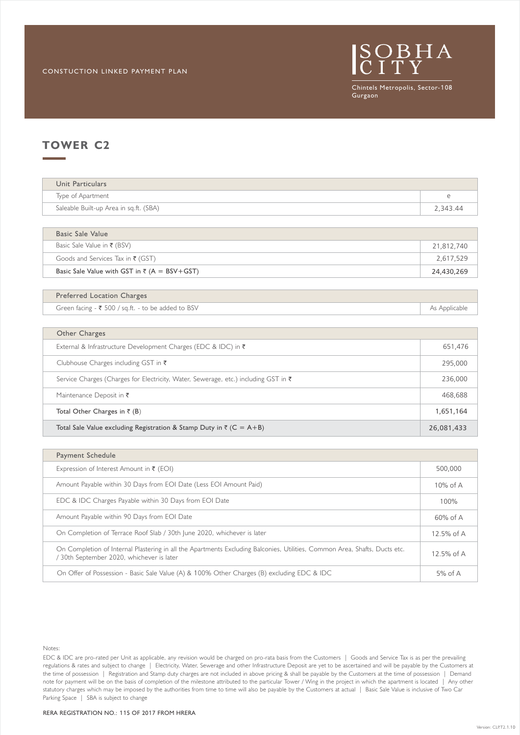CONSTUCTION LINKED PAYMENT PLAN

SOBHA CITY

Chintels Metropolis, Sector-108 Gurgaon

## TOWER C2

| Unit Particulars | |
|---|---|
| Type of Apartment | e |
| Saleable Built-up Area in sq.ft. (SBA) | 2,343.44 |

| Basic Sale Value | |
|---|---|
| Basic Sale Value in ₹ (BSV) | 21,812,740 |
| Goods and Services Tax in ₹ (GST) | 2,617,529 |
| Basic Sale Value with GST in ₹ (A = BSV+GST) | 24,430,269 |

| Preferred Location Charges | |
|---|---|
| Green facing - ₹ 500 / sq.ft. - to be added to BSV | As Applicable |

| Other Charges | |
|---|---|
| External & Infrastructure Development Charges (EDC & IDC) in ₹ | 651,476 |
| Clubhouse Charges including GST in ₹ | 295,000 |
| Service Charges (Charges for Electricity, Water, Sewerage, etc.) including GST in ₹ | 236,000 |
| Maintenance Deposit in ₹ | 468,688 |
| Total Other Charges in ₹ (B) | 1,651,164 |
| Total Sale Value excluding Registration & Stamp Duty in ₹ (C = A+B) | 26,081,433 |

| Payment Schedule | |
|---|---|
| Expression of Interest Amount in ₹ (EOI) | 500,000 |
| Amount Payable within 30 Days from EOI Date (Less EOI Amount Paid) | 10% of A |
| EDC & IDC Charges Payable within 30 Days from EOI Date | 100% |
| Amount Payable within 90 Days from EOI Date | 60% of A |
| On Completion of Terrace Roof Slab / 30th June 2020, whichever is later | 12.5% of A |
| On Completion of Internal Plastering in all the Apartments Excluding Balconies, Utilities, Common Area, Shafts, Ducts etc. / 30th September 2020, whichever is later | 12.5% of A |
| On Offer of Possession - Basic Sale Value (A) & 100% Other Charges (B) excluding EDC & IDC | 5% of A |

Notes:

EDC & IDC are pro-rated per Unit as applicable, any revision would be charged on pro-rata basis from the Customers | Goods and Service Tax is as per the prevailing regulations & rates and subject to change | Electricity, Water, Sewerage and other Infrastructure Deposit are yet to be ascertained and will be payable by the Customers at the time of possession | Registration and Stamp duty charges are not included in above pricing & shall be payable by the Customers at the time of possession | Demand note for payment will be on the basis of completion of the milestone attributed to the particular Tower / Wing in the project in which the apartment is located | Any other statutory charges which may be imposed by the authorities from time to time will also be payable by the Customers at actual | Basic Sale Value is inclusive of Two Car Parking Space | SBA is subject to change

RERA REGISTRATION NO.: 115 OF 2017 FROM HRERA

Version: CLP.T2.1.10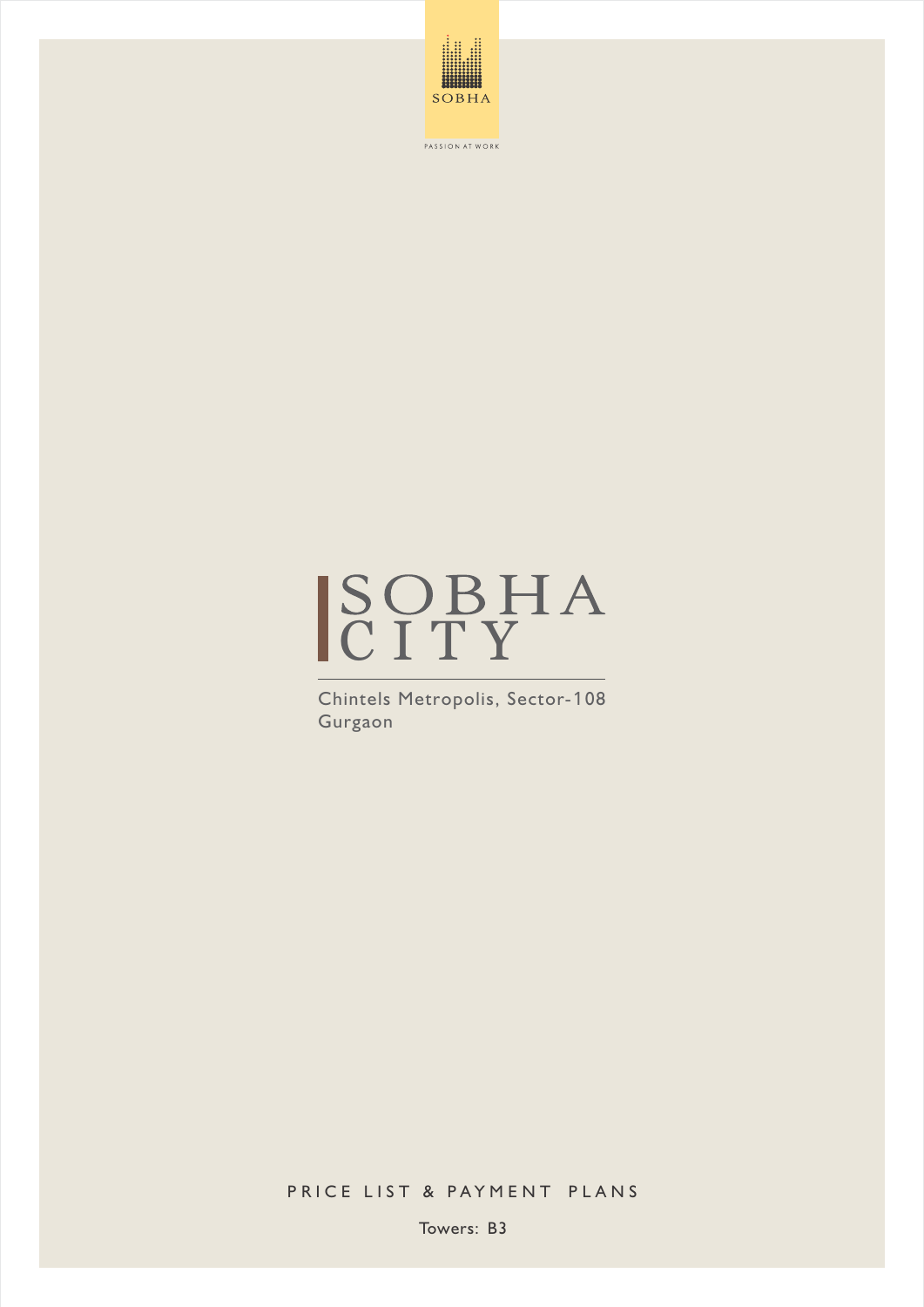SOBHA

PASSION AT WORK

# SOBHA CITY

Chintels Metropolis, Sector-108
Gurgaon

PRICE LIST & PAYMENT PLANS

Towers: B3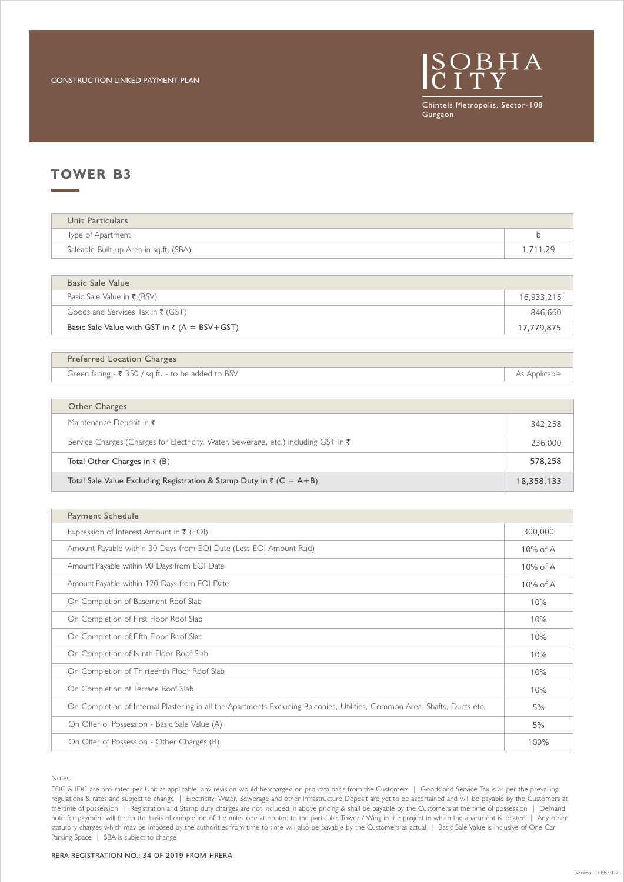CONSTRUCTION LINKED PAYMENT PLAN

SOBHA CITY

Chintels Metropolis, Sector-108 Gurgaon

## TOWER B3

| Unit Particulars | |
|---|---|
| Type of Apartment | b |
| Saleable Built-up Area in sq.ft. (SBA) | 1,711.29 |

| Basic Sale Value | |
|---|---|
| Basic Sale Value in ₹ (BSV) | 16,933,215 |
| Goods and Services Tax in ₹ (GST) | 846,660 |
| **Basic Sale Value with GST in ₹ (A = BSV+GST)** | **17,779,875** |

| Preferred Location Charges | |
|---|---|
| Green facing - ₹ 350 / sq.ft. - to be added to BSV | As Applicable |

| Other Charges | |
|---|---|
| Maintenance Deposit in ₹ | 342,258 |
| Service Charges (Charges for Electricity, Water, Sewerage, etc.) including GST in ₹ | 236,000 |
| **Total Other Charges in ₹ (B)** | **578,258** |
| **Total Sale Value Excluding Registration & Stamp Duty in ₹ (C = A+B)** | **18,358,133** |

| Payment Schedule | |
|---|---|
| Expression of Interest Amount in ₹ (EOI) | 300,000 |
| Amount Payable within 30 Days from EOI Date (Less EOI Amount Paid) | 10% of A |
| Amount Payable within 90 Days from EOI Date | 10% of A |
| Amount Payable within 120 Days from EOI Date | 10% of A |
| On Completion of Basement Roof Slab | 10% |
| On Completion of First Floor Roof Slab | 10% |
| On Completion of Fifth Floor Roof Slab | 10% |
| On Completion of Ninth Floor Roof Slab | 10% |
| On Completion of Thirteenth Floor Roof Slab | 10% |
| On Completion of Terrace Roof Slab | 10% |
| On Completion of Internal Plastering in all the Apartments Excluding Balconies, Utilities, Common Area, Shafts, Ducts etc. | 5% |
| On Offer of Possession - Basic Sale Value (A) | 5% |
| On Offer of Possession - Other Charges (B) | 100% |

Notes:

EDC & IDC are pro-rated per Unit as applicable, any revision would be charged on pro-rata basis from the Customers | Goods and Service Tax is as per the prevailing regulations & rates and subject to change | Electricity, Water, Sewerage and other Infrastructure Deposit are yet to be ascertained and will be payable by the Customers at the time of possession | Registration and Stamp duty charges are not included in above pricing & shall be payable by the Customers at the time of possession | Demand note for payment will be on the basis of completion of the milestone attributed to the particular Tower / Wing in the project in which the apartment is located | Any other statutory charges which may be imposed by the authorities from time to time will also be payable by the Customers at actual | Basic Sale Value is inclusive of One Car Parking Space | SBA is subject to change

RERA REGISTRATION NO.: 34 OF 2019 FROM HRERA

Version: CLPB3.1.2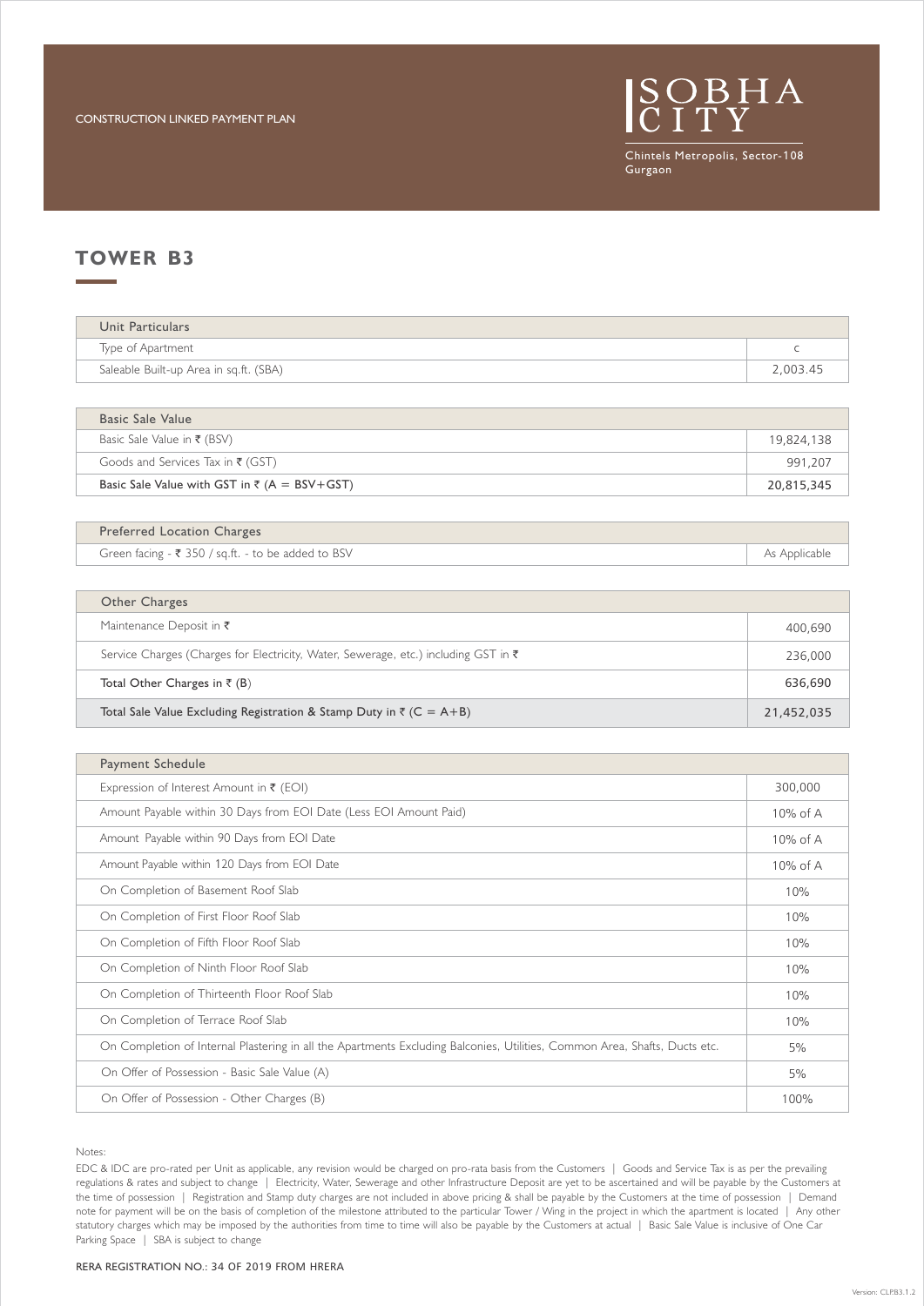CONSTRUCTION LINKED PAYMENT PLAN

SOBHA CITY

Chintels Metropolis, Sector-108 Gurgaon

## TOWER B3

| Unit Particulars | |
|---|---|
| Type of Apartment | C |
| Saleable Built-up Area in sq.ft. (SBA) | 2,003.45 |

| Basic Sale Value | |
|---|---|
| Basic Sale Value in ₹ (BSV) | 19,824,138 |
| Goods and Services Tax in ₹ (GST) | 991,207 |
| Basic Sale Value with GST in ₹ (A = BSV+GST) | 20,815,345 |

| Preferred Location Charges | |
|---|---|
| Green facing - ₹ 350 / sq.ft. - to be added to BSV | As Applicable |

| Other Charges | |
|---|---|
| Maintenance Deposit in ₹ | 400,690 |
| Service Charges (Charges for Electricity, Water, Sewerage, etc.) including GST in ₹ | 236,000 |
| Total Other Charges in ₹ (B) | 636,690 |
| Total Sale Value Excluding Registration & Stamp Duty in ₹ (C = A+B) | 21,452,035 |

| Payment Schedule | |
|---|---|
| Expression of Interest Amount in ₹ (EOI) | 300,000 |
| Amount Payable within 30 Days from EOI Date (Less EOI Amount Paid) | 10% of A |
| Amount Payable within 90 Days from EOI Date | 10% of A |
| Amount Payable within 120 Days from EOI Date | 10% of A |
| On Completion of Basement Roof Slab | 10% |
| On Completion of First Floor Roof Slab | 10% |
| On Completion of Fifth Floor Roof Slab | 10% |
| On Completion of Ninth Floor Roof Slab | 10% |
| On Completion of Thirteenth Floor Roof Slab | 10% |
| On Completion of Terrace Roof Slab | 10% |
| On Completion of Internal Plastering in all the Apartments Excluding Balconies, Utilities, Common Area, Shafts, Ducts etc. | 5% |
| On Offer of Possession - Basic Sale Value (A) | 5% |
| On Offer of Possession - Other Charges (B) | 100% |

Notes:

EDC & IDC are pro-rated per Unit as applicable, any revision would be charged on pro-rata basis from the Customers | Goods and Service Tax is as per the prevailing regulations & rates and subject to change | Electricity, Water, Sewerage and other Infrastructure Deposit are yet to be ascertained and will be payable by the Customers at the time of possession | Registration and Stamp duty charges are not included in above pricing & shall be payable by the Customers at the time of possession | Demand note for payment will be on the basis of completion of the milestone attributed to the particular Tower / Wing in the project in which the apartment is located | Any other statutory charges which may be imposed by the authorities from time to time will also be payable by the Customers at actual | Basic Sale Value is inclusive of One Car Parking Space | SBA is subject to change

RERA REGISTRATION NO.: 34 OF 2019 FROM HRERA

Version: CLPB3.1.2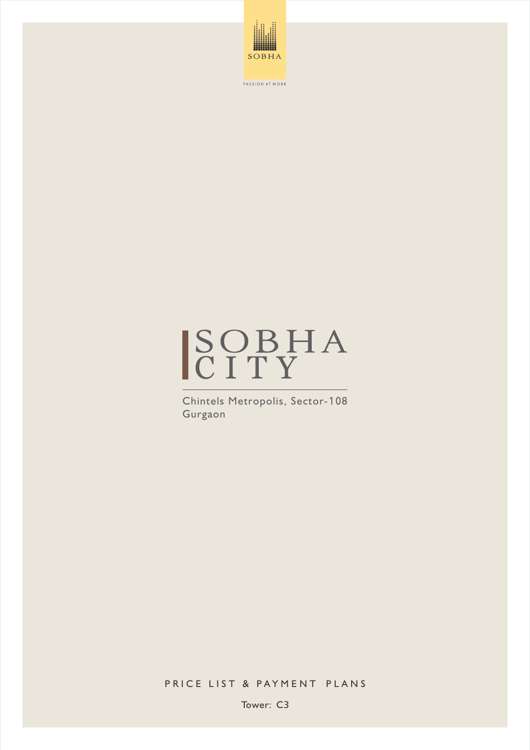SOBHA

PASSION AT WORK

# SOBHA CITY

Chintels Metropolis, Sector-108
Gurgaon

## PRICE LIST & PAYMENT PLANS

Tower: C3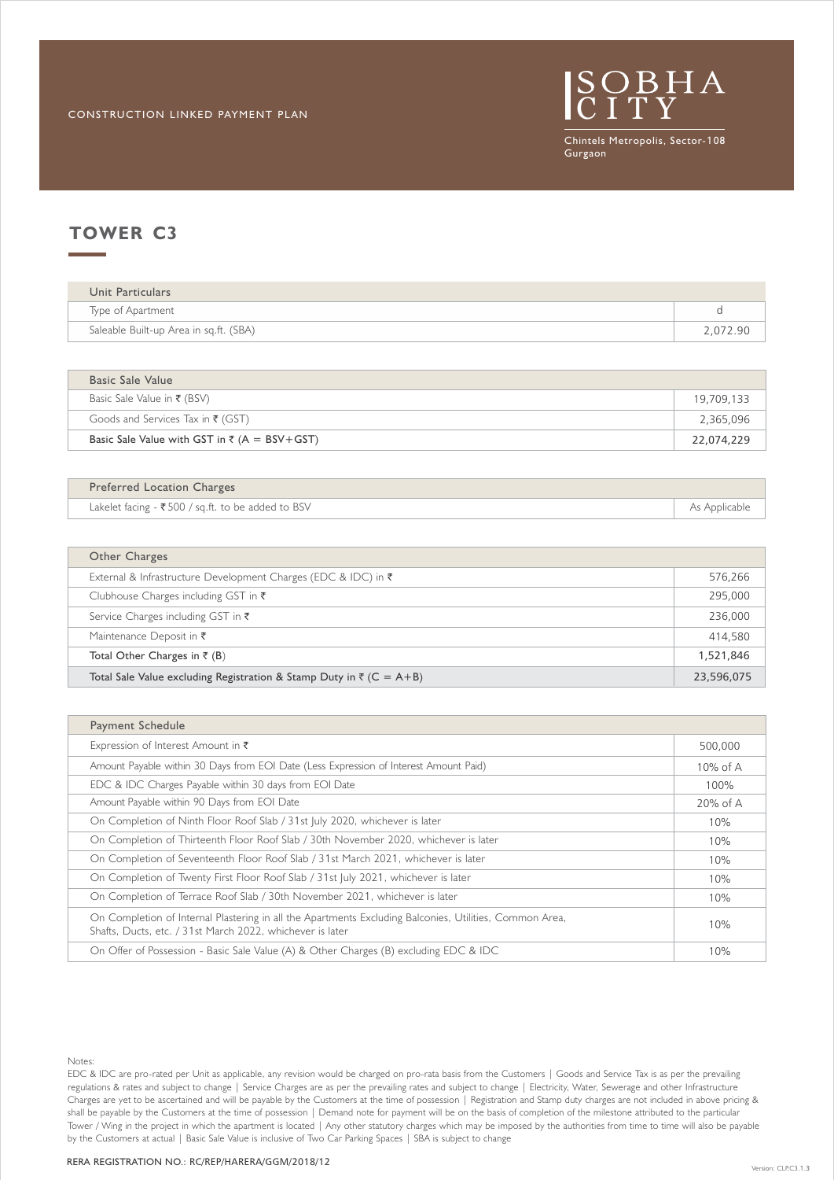CONSTRUCTION LINKED PAYMENT PLAN

SOBHA CITY

Chintels Metropolis, Sector-108 Gurgaon

# TOWER C3

| Unit Particulars | |
|---|---|
| Type of Apartment | d |
| Saleable Built-up Area in sq.ft. (SBA) | 2,072.90 |

| Basic Sale Value | |
|---|---|
| Basic Sale Value in ₹ (BSV) | 19,709,133 |
| Goods and Services Tax in ₹ (GST) | 2,365,096 |
| Basic Sale Value with GST in ₹ (A = BSV+GST) | 22,074,229 |

| Preferred Location Charges | |
|---|---|
| Lakelet facing - ₹500 / sq.ft. to be added to BSV | As Applicable |

| Other Charges | |
|---|---|
| External & Infrastructure Development Charges (EDC & IDC) in ₹ | 576,266 |
| Clubhouse Charges including GST in ₹ | 295,000 |
| Service Charges including GST in ₹ | 236,000 |
| Maintenance Deposit in ₹ | 414,580 |
| Total Other Charges in ₹ (B) | 1,521,846 |
| Total Sale Value excluding Registration & Stamp Duty in ₹ (C = A+B) | 23,596,075 |

| Payment Schedule | |
|---|---|
| Expression of Interest Amount in ₹ | 500,000 |
| Amount Payable within 30 Days from EOI Date (Less Expression of Interest Amount Paid) | 10% of A |
| EDC & IDC Charges Payable within 30 days from EOI Date | 100% |
| Amount Payable within 90 Days from EOI Date | 20% of A |
| On Completion of Ninth Floor Roof Slab / 31st July 2020, whichever is later | 10% |
| On Completion of Thirteenth Floor Roof Slab / 30th November 2020, whichever is later | 10% |
| On Completion of Seventeenth Floor Roof Slab / 31st March 2021, whichever is later | 10% |
| On Completion of Twenty First Floor Roof Slab / 31st July 2021, whichever is later | 10% |
| On Completion of Terrace Roof Slab / 30th November 2021, whichever is later | 10% |
| On Completion of Internal Plastering in all the Apartments Excluding Balconies, Utilities, Common Area, Shafts, Ducts, etc. / 31st March 2022, whichever is later | 10% |
| On Offer of Possession - Basic Sale Value (A) & Other Charges (B) excluding EDC & IDC | 10% |

Notes:

EDC & IDC are pro-rated per Unit as applicable, any revision would be charged on pro-rata basis from the Customers | Goods and Service Tax is as per the prevailing regulations & rates and subject to change | Service Charges are as per the prevailing rates and subject to change | Electricity, Water, Sewerage and other Infrastructure Charges are yet to be ascertained and will be payable by the Customers at the time of possession | Registration and Stamp duty charges are not included in above pricing & shall be payable by the Customers at the time of possession | Demand note for payment will be on the basis of completion of the milestone attributed to the particular Tower / Wing in the project in which the apartment is located | Any other statutory charges which may be imposed by the authorities from time to time will also be payable by the Customers at actual | Basic Sale Value is inclusive of Two Car Parking Spaces | SBA is subject to change

RERA REGISTRATION NO.: RC/REP/HARERA/GGM/2018/12

Version: CLP.C3.1.3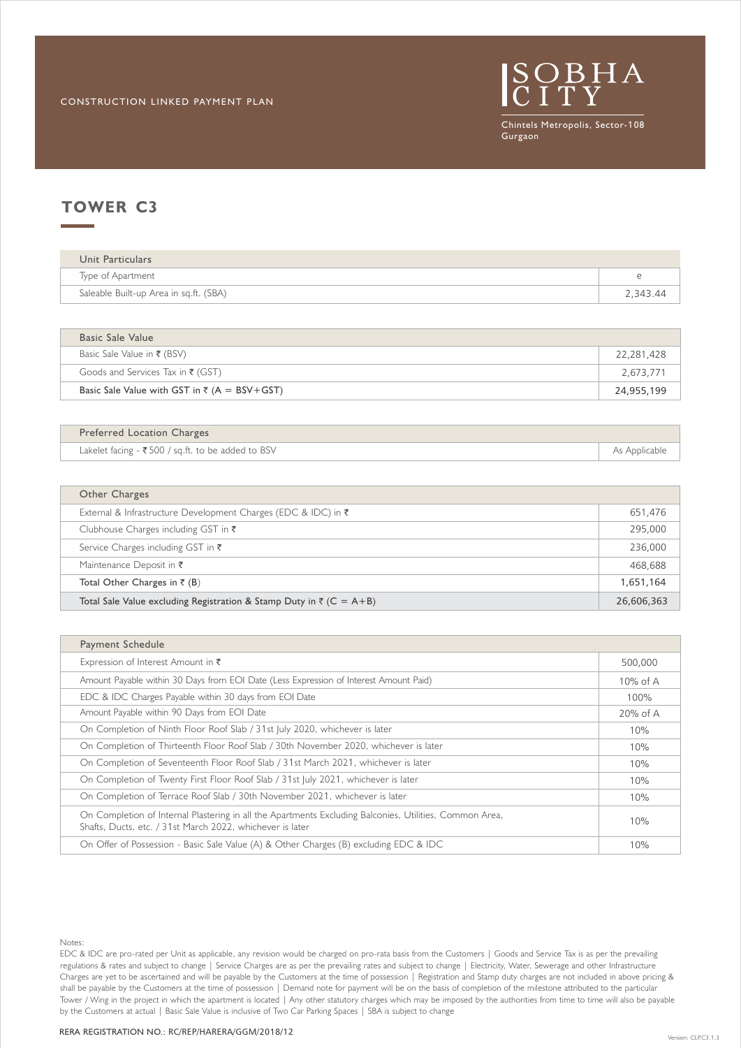CONSTRUCTION LINKED PAYMENT PLAN

SOBHA CITY

Chintels Metropolis, Sector-108 Gurgaon

# TOWER C3

| Unit Particulars | |
|---|---|
| Type of Apartment | e |
| Saleable Built-up Area in sq.ft. (SBA) | 2,343.44 |

| Basic Sale Value | |
|---|---|
| Basic Sale Value in ₹ (BSV) | 22,281,428 |
| Goods and Services Tax in ₹ (GST) | 2,673,771 |
| **Basic Sale Value with GST in ₹ (A = BSV+GST)** | **24,955,199** |

| Preferred Location Charges | |
|---|---|
| Lakelet facing - ₹500 / sq.ft. to be added to BSV | As Applicable |

| Other Charges | |
|---|---|
| External & Infrastructure Development Charges (EDC & IDC) in ₹ | 651,476 |
| Clubhouse Charges including GST in ₹ | 295,000 |
| Service Charges including GST in ₹ | 236,000 |
| Maintenance Deposit in ₹ | 468,688 |
| **Total Other Charges in ₹ (B)** | **1,651,164** |
| **Total Sale Value excluding Registration & Stamp Duty in ₹ (C = A+B)** | **26,606,363** |

| Payment Schedule | |
|---|---|
| Expression of Interest Amount in ₹ | 500,000 |
| Amount Payable within 30 Days from EOI Date (Less Expression of Interest Amount Paid) | 10% of A |
| EDC & IDC Charges Payable within 30 days from EOI Date | 100% |
| Amount Payable within 90 Days from EOI Date | 20% of A |
| On Completion of Ninth Floor Roof Slab / 31st July 2020, whichever is later | 10% |
| On Completion of Thirteenth Floor Roof Slab / 30th November 2020, whichever is later | 10% |
| On Completion of Seventeenth Floor Roof Slab / 31st March 2021, whichever is later | 10% |
| On Completion of Twenty First Floor Roof Slab / 31st July 2021, whichever is later | 10% |
| On Completion of Terrace Roof Slab / 30th November 2021, whichever is later | 10% |
| On Completion of Internal Plastering in all the Apartments Excluding Balconies, Utilities, Common Area, Shafts, Ducts, etc. / 31st March 2022, whichever is later | 10% |
| On Offer of Possession - Basic Sale Value (A) & Other Charges (B) excluding EDC & IDC | 10% |

Notes:

EDC & IDC are pro-rated per Unit as applicable, any revision would be charged on pro-rata basis from the Customers | Goods and Service Tax is as per the prevailing regulations & rates and subject to change | Service Charges are as per the prevailing rates and subject to change | Electricity, Water, Sewerage and other Infrastructure Charges are yet to be ascertained and will be payable by the Customers at the time of possession | Registration and Stamp duty charges are not included in above pricing & shall be payable by the Customers at the time of possession | Demand note for payment will be on the basis of completion of the milestone attributed to the particular Tower / Wing in the project in which the apartment is located | Any other statutory charges which may be imposed by the authorities from time to time will also be payable by the Customers at actual | Basic Sale Value is inclusive of Two Car Parking Spaces | SBA is subject to change

RERA REGISTRATION NO.: RC/REP/HARERA/GGM/2018/12

Version: CLP.C3.1.3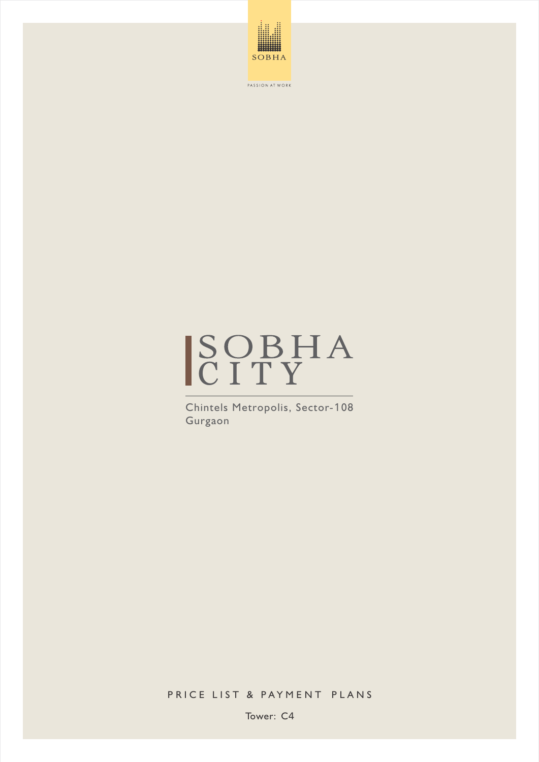SOBHA

PASSION AT WORK

# SOBHA CITY

Chintels Metropolis, Sector-108
Gurgaon

PRICE LIST & PAYMENT PLANS

Tower: C4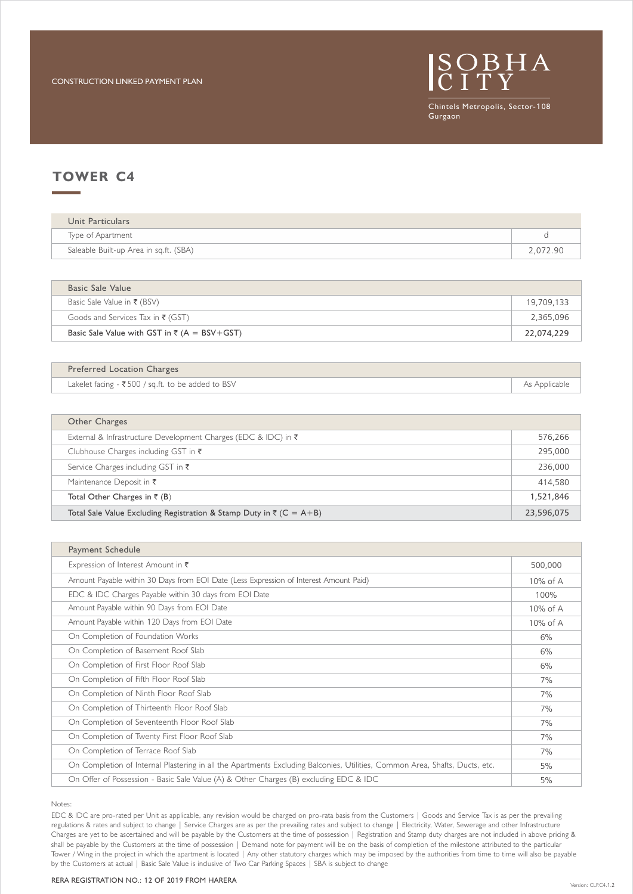CONSTRUCTION LINKED PAYMENT PLAN

SOBHA CITY

Chintels Metropolis, Sector-108 Gurgaon

# TOWER C4

| Unit Particulars | |
|---|---|
| Type of Apartment | d |
| Saleable Built-up Area in sq.ft. (SBA) | 2,072.90 |

| Basic Sale Value | |
|---|---|
| Basic Sale Value in ₹ (BSV) | 19,709,133 |
| Goods and Services Tax in ₹ (GST) | 2,365,096 |
| Basic Sale Value with GST in ₹ (A = BSV+GST) | 22,074,229 |

| Preferred Location Charges | |
|---|---|
| Lakelet facing - ₹500 / sq.ft. to be added to BSV | As Applicable |

| Other Charges | |
|---|---|
| External & Infrastructure Development Charges (EDC & IDC) in ₹ | 576,266 |
| Clubhouse Charges including GST in ₹ | 295,000 |
| Service Charges including GST in ₹ | 236,000 |
| Maintenance Deposit in ₹ | 414,580 |
| Total Other Charges in ₹ (B) | 1,521,846 |
| Total Sale Value Excluding Registration & Stamp Duty in ₹ (C = A+B) | 23,596,075 |

| Payment Schedule | |
|---|---|
| Expression of Interest Amount in ₹ | 500,000 |
| Amount Payable within 30 Days from EOI Date (Less Expression of Interest Amount Paid) | 10% of A |
| EDC & IDC Charges Payable within 30 days from EOI Date | 100% |
| Amount Payable within 90 Days from EOI Date | 10% of A |
| Amount Payable within 120 Days from EOI Date | 10% of A |
| On Completion of Foundation Works | 6% |
| On Completion of Basement Roof Slab | 6% |
| On Completion of First Floor Roof Slab | 6% |
| On Completion of Fifth Floor Roof Slab | 7% |
| On Completion of Ninth Floor Roof Slab | 7% |
| On Completion of Thirteenth Floor Roof Slab | 7% |
| On Completion of Seventeenth Floor Roof Slab | 7% |
| On Completion of Twenty First Floor Roof Slab | 7% |
| On Completion of Terrace Roof Slab | 7% |
| On Completion of Internal Plastering in all the Apartments Excluding Balconies, Utilities, Common Area, Shafts, Ducts, etc. | 5% |
| On Offer of Possession - Basic Sale Value (A) & Other Charges (B) excluding EDC & IDC | 5% |

Notes:

EDC & IDC are pro-rated per Unit as applicable, any revision would be charged on pro-rata basis from the Customers | Goods and Service Tax is as per the prevailing regulations & rates and subject to change | Service Charges are as per the prevailing rates and subject to change | Electricity, Water, Sewerage and other Infrastructure Charges are yet to be ascertained and will be payable by the Customers at the time of possession | Registration and Stamp duty charges are not included in above pricing & shall be payable by the Customers at the time of possession | Demand note for payment will be on the basis of completion of the milestone attributed to the particular Tower / Wing in the project in which the apartment is located | Any other statutory charges which may be imposed by the authorities from time to time will also be payable by the Customers at actual | Basic Sale Value is inclusive of Two Car Parking Spaces | SBA is subject to change

RERA REGISTRATION NO.: 12 OF 2019 FROM HARERA

Version: CLP.C4.1.2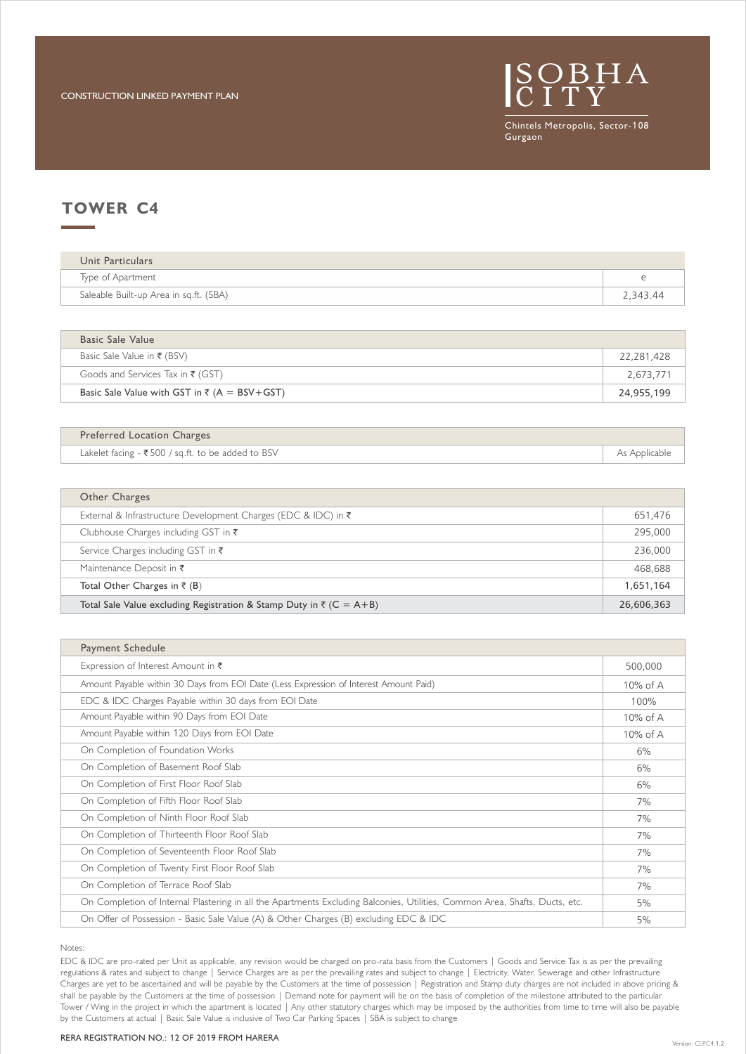CONSTRUCTION LINKED PAYMENT PLAN

SOBHA CITY

Chintels Metropolis, Sector-108 Gurgaon

## TOWER C4

| Unit Particulars | |
|---|---|
| Type of Apartment | e |
| Saleable Built-up Area in sq.ft. (SBA) | 2,343.44 |

| Basic Sale Value | |
|---|---|
| Basic Sale Value in ₹ (BSV) | 22,281,428 |
| Goods and Services Tax in ₹ (GST) | 2,673,771 |
| Basic Sale Value with GST in ₹ (A = BSV+GST) | 24,955,199 |

| Preferred Location Charges | |
|---|---|
| Lakelet facing - ₹500 / sq.ft. to be added to BSV | As Applicable |

| Other Charges | |
|---|---|
| External & Infrastructure Development Charges (EDC & IDC) in ₹ | 651,476 |
| Clubhouse Charges including GST in ₹ | 295,000 |
| Service Charges including GST in ₹ | 236,000 |
| Maintenance Deposit in ₹ | 468,688 |
| Total Other Charges in ₹ (B) | 1,651,164 |
| Total Sale Value excluding Registration & Stamp Duty in ₹ (C = A+B) | 26,606,363 |

| Payment Schedule | |
|---|---|
| Expression of Interest Amount in ₹ | 500,000 |
| Amount Payable within 30 Days from EOI Date (Less Expression of Interest Amount Paid) | 10% of A |
| EDC & IDC Charges Payable within 30 days from EOI Date | 100% |
| Amount Payable within 90 Days from EOI Date | 10% of A |
| Amount Payable within 120 Days from EOI Date | 10% of A |
| On Completion of Foundation Works | 6% |
| On Completion of Basement Roof Slab | 6% |
| On Completion of First Floor Roof Slab | 6% |
| On Completion of Fifth Floor Roof Slab | 7% |
| On Completion of Ninth Floor Roof Slab | 7% |
| On Completion of Thirteenth Floor Roof Slab | 7% |
| On Completion of Seventeenth Floor Roof Slab | 7% |
| On Completion of Twenty First Floor Roof Slab | 7% |
| On Completion of Terrace Roof Slab | 7% |
| On Completion of Internal Plastering in all the Apartments Excluding Balconies, Utilities, Common Area, Shafts, Ducts, etc. | 5% |
| On Offer of Possession - Basic Sale Value (A) & Other Charges (B) excluding EDC & IDC | 5% |

Notes:

EDC & IDC are pro-rated per Unit as applicable, any revision would be charged on pro-rata basis from the Customers | Goods and Service Tax is as per the prevailing regulations & rates and subject to change | Service Charges are as per the prevailing rates and subject to change | Electricity, Water, Sewerage and other Infrastructure Charges are yet to be ascertained and will be payable by the Customers at the time of possession | Registration and Stamp duty charges are not included in above pricing & shall be payable by the Customers at the time of possession | Demand note for payment will be on the basis of completion of the milestone attributed to the particular Tower / Wing in the project in which the apartment is located | Any other statutory charges which may be imposed by the authorities from time to time will also be payable by the Customers at actual | Basic Sale Value is inclusive of Two Car Parking Spaces | SBA is subject to change

RERA REGISTRATION NO.: 12 OF 2019 FROM HARERA

Version: CLP.C4.1.2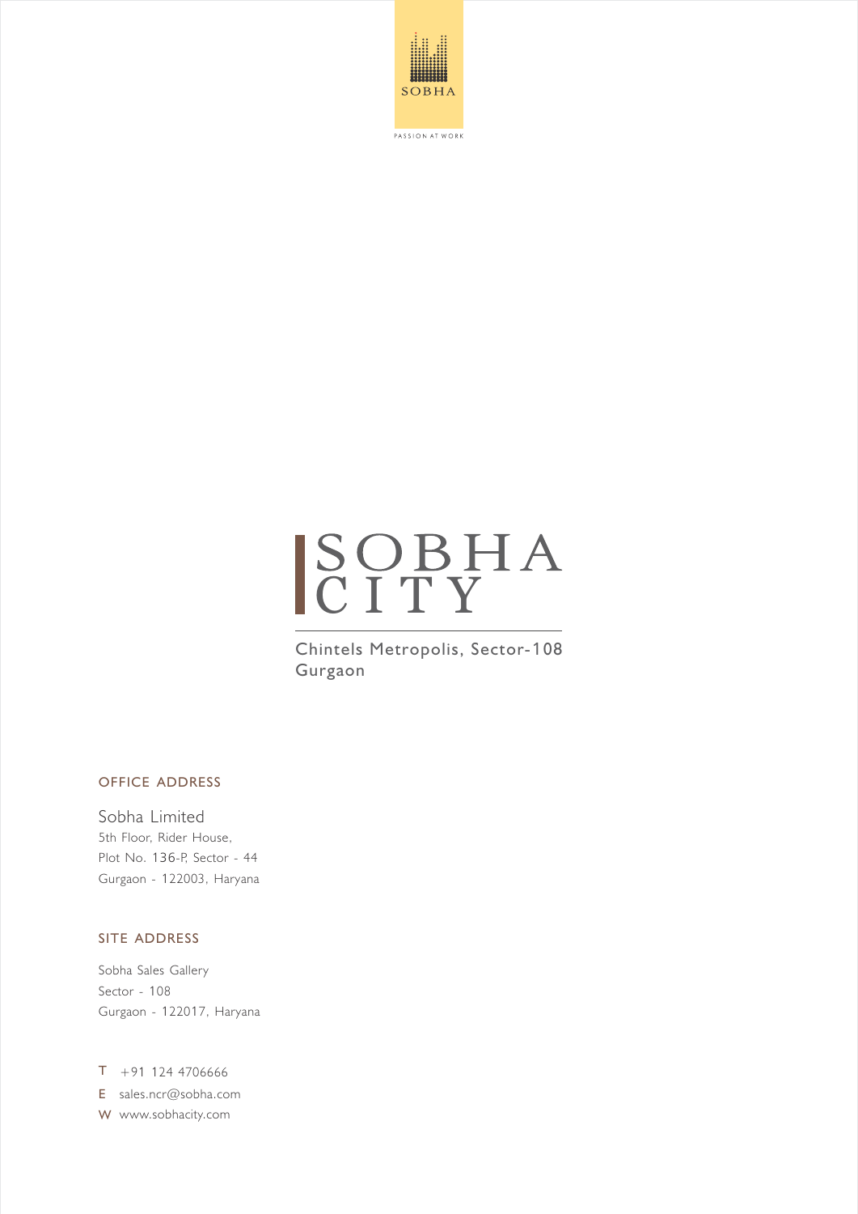SOBHA

PASSION AT WORK

# SOBHA CITY

Chintels Metropolis, Sector-108
Gurgaon

### OFFICE ADDRESS

Sobha Limited
5th Floor, Rider House,
Plot No. 136-P, Sector - 44
Gurgaon - 122003, Haryana

### SITE ADDRESS

Sobha Sales Gallery
Sector - 108
Gurgaon - 122017, Haryana

T +91 124 4706666
E sales.ncr@sobha.com
W www.sobhacity.com